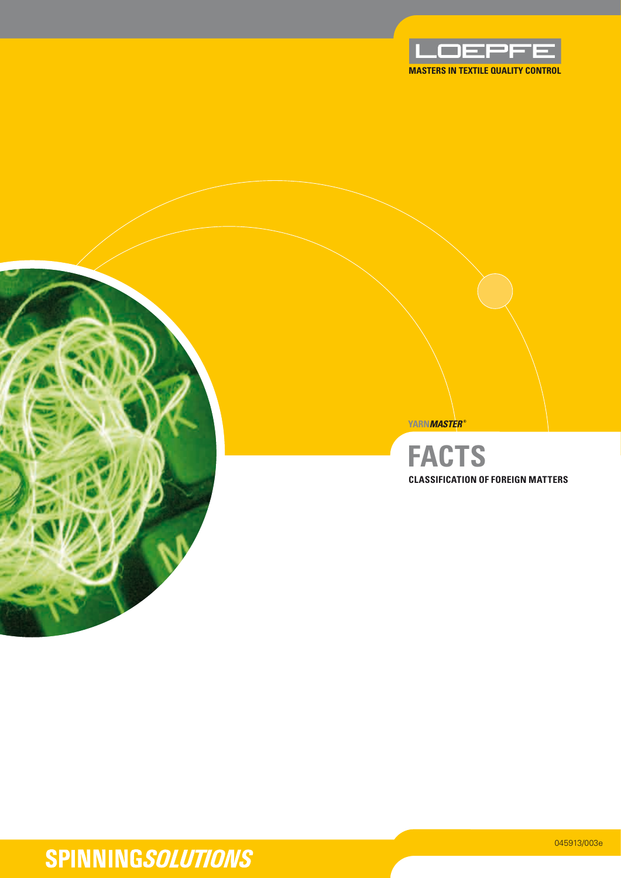LOEPFE

MASTERS IN TEXTILE QUALITY CONTROL

YARN*MASTER*®

# FACTS

**CLASSIFICATION OF FOREIGN MATTERS**

045913/003e

**SPINNING*SOLUTIONS***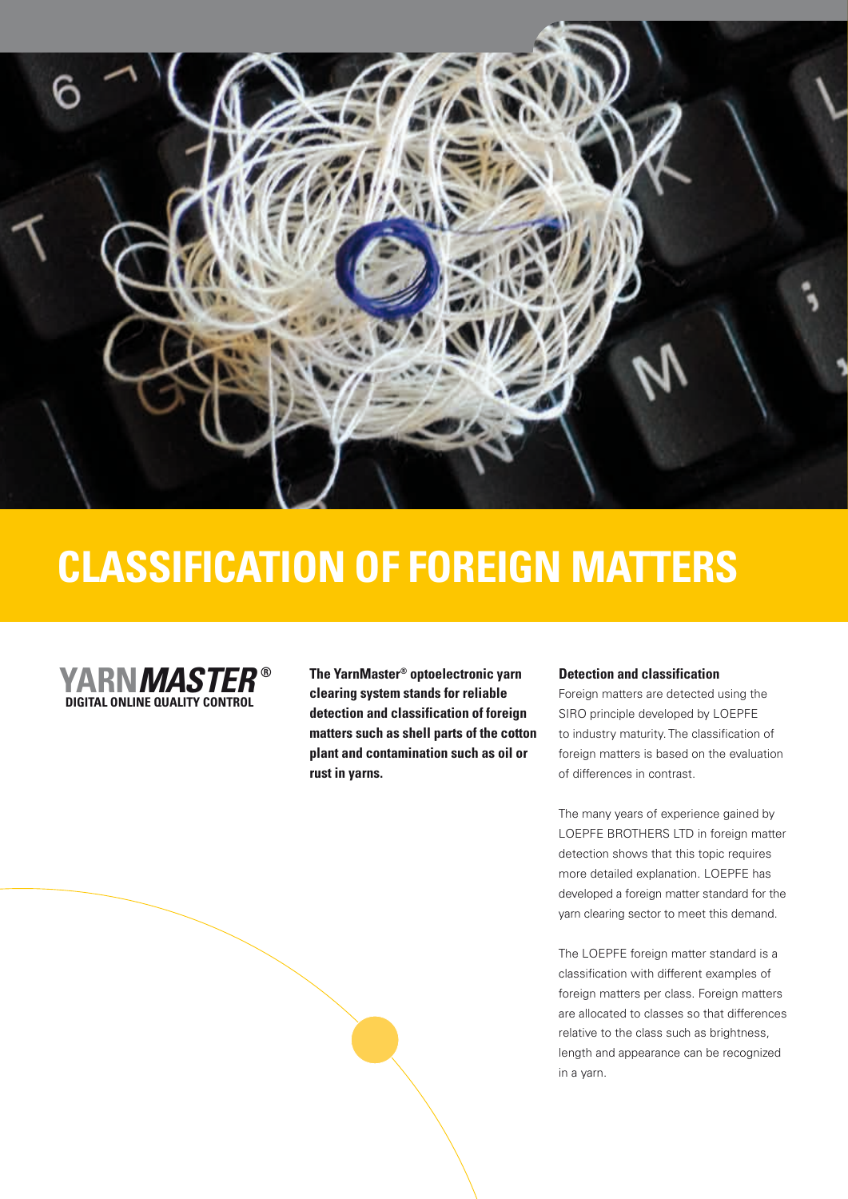# CLASSIFICATION OF FOREIGN MATTERS

**YARNMASTER®**
**DIGITAL ONLINE QUALITY CONTROL**

**The YarnMaster® optoelectronic yarn clearing system stands for reliable detection and classification of foreign matters such as shell parts of the cotton plant and contamination such as oil or rust in yarns.**

### Detection and classification

Foreign matters are detected using the SIRO principle developed by LOEPFE to industry maturity. The classification of foreign matters is based on the evaluation of differences in contrast.

The many years of experience gained by LOEPFE BROTHERS LTD in foreign matter detection shows that this topic requires more detailed explanation. LOEPFE has developed a foreign matter standard for the yarn clearing sector to meet this demand.

The LOEPFE foreign matter standard is a classification with different examples of foreign matters per class. Foreign matters are allocated to classes so that differences relative to the class such as brightness, length and appearance can be recognized in a yarn.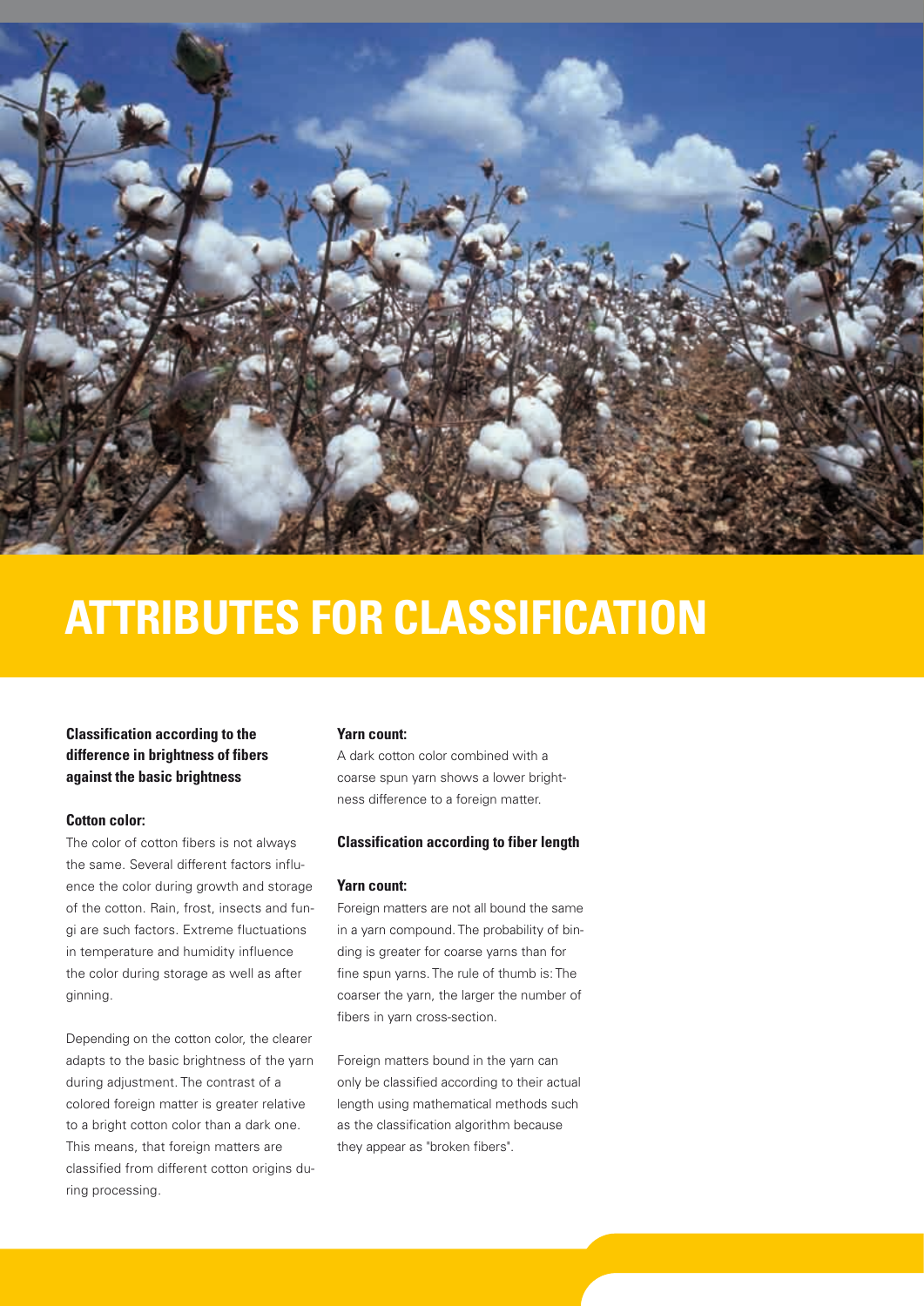# ATTRIBUTES FOR CLASSIFICATION

**Classification according to the difference in brightness of fibers against the basic brightness**

**Cotton color:**

The color of cotton fibers is not always the same. Several different factors influence the color during growth and storage of the cotton. Rain, frost, insects and fungi are such factors. Extreme fluctuations in temperature and humidity influence the color during storage as well as after ginning.

Depending on the cotton color, the clearer adapts to the basic brightness of the yarn during adjustment. The contrast of a colored foreign matter is greater relative to a bright cotton color than a dark one. This means, that foreign matters are classified from different cotton origins during processing.

**Yarn count:**

A dark cotton color combined with a coarse spun yarn shows a lower brightness difference to a foreign matter.

**Classification according to fiber length**

**Yarn count:**

Foreign matters are not all bound the same in a yarn compound. The probability of binding is greater for coarse yarns than for fine spun yarns. The rule of thumb is: The coarser the yarn, the larger the number of fibers in yarn cross-section.

Foreign matters bound in the yarn can only be classified according to their actual length using mathematical methods such as the classification algorithm because they appear as "broken fibers".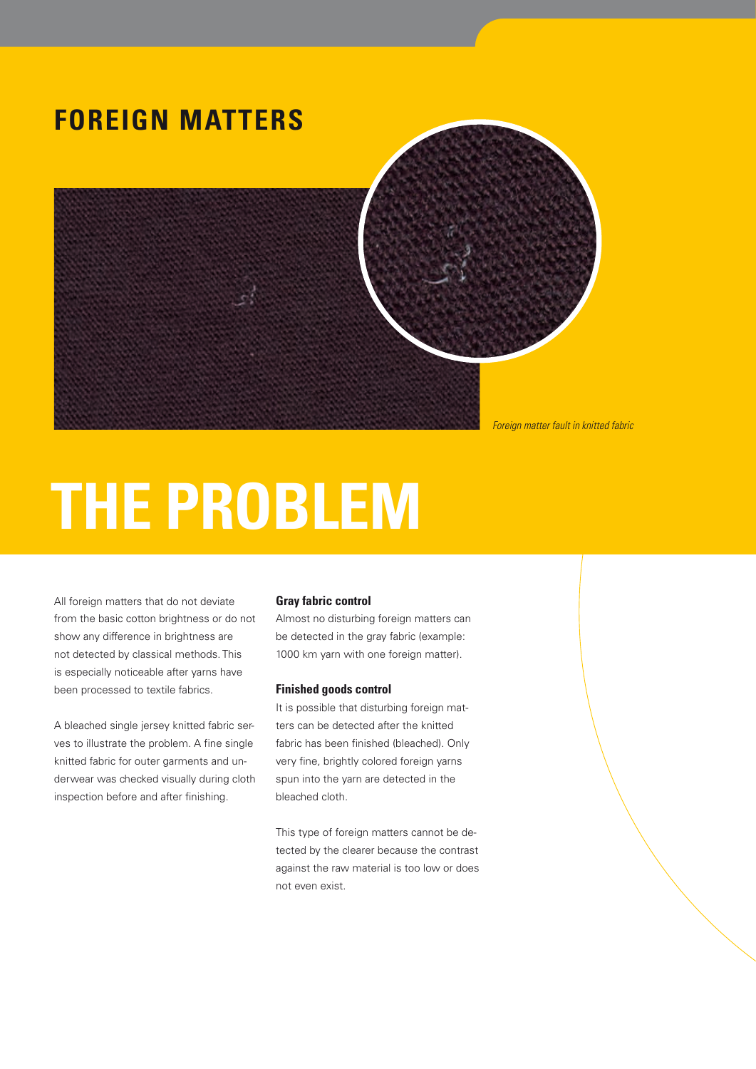## FOREIGN MATTERS

*Foreign matter fault in knitted fabric*

# THE PROBLEM

All foreign matters that do not deviate from the basic cotton brightness or do not show any difference in brightness are not detected by classical methods. This is especially noticeable after yarns have been processed to textile fabrics.

A bleached single jersey knitted fabric serves to illustrate the problem. A fine single knitted fabric for outer garments and underwear was checked visually during cloth inspection before and after finishing.

**Gray fabric control**

Almost no disturbing foreign matters can be detected in the gray fabric (example: 1000 km yarn with one foreign matter).

**Finished goods control**

It is possible that disturbing foreign matters can be detected after the knitted fabric has been finished (bleached). Only very fine, brightly colored foreign yarns spun into the yarn are detected in the bleached cloth.

This type of foreign matters cannot be detected by the clearer because the contrast against the raw material is too low or does not even exist.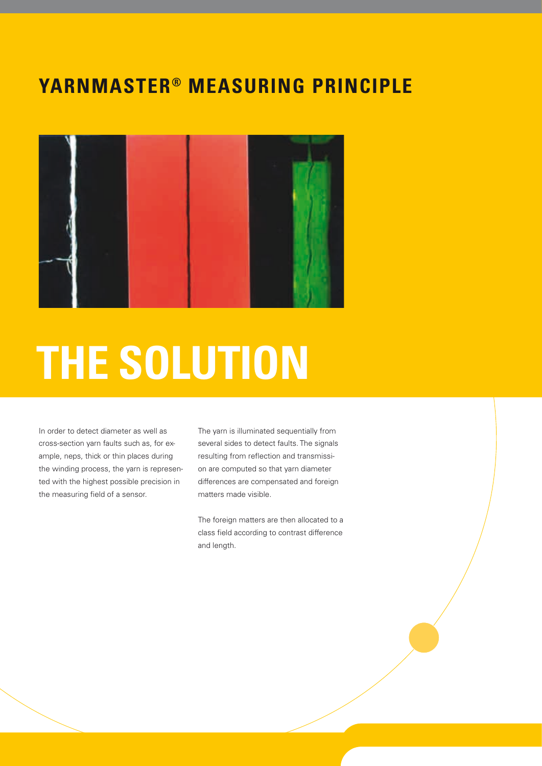## YARNMASTER® MEASURING PRINCIPLE

# THE SOLUTION

In order to detect diameter as well as cross-section yarn faults such as, for example, neps, thick or thin places during the winding process, the yarn is represented with the highest possible precision in the measuring field of a sensor.

The yarn is illuminated sequentially from several sides to detect faults. The signals resulting from reflection and transmission are computed so that yarn diameter differences are compensated and foreign matters made visible.

The foreign matters are then allocated to a class field according to contrast difference and length.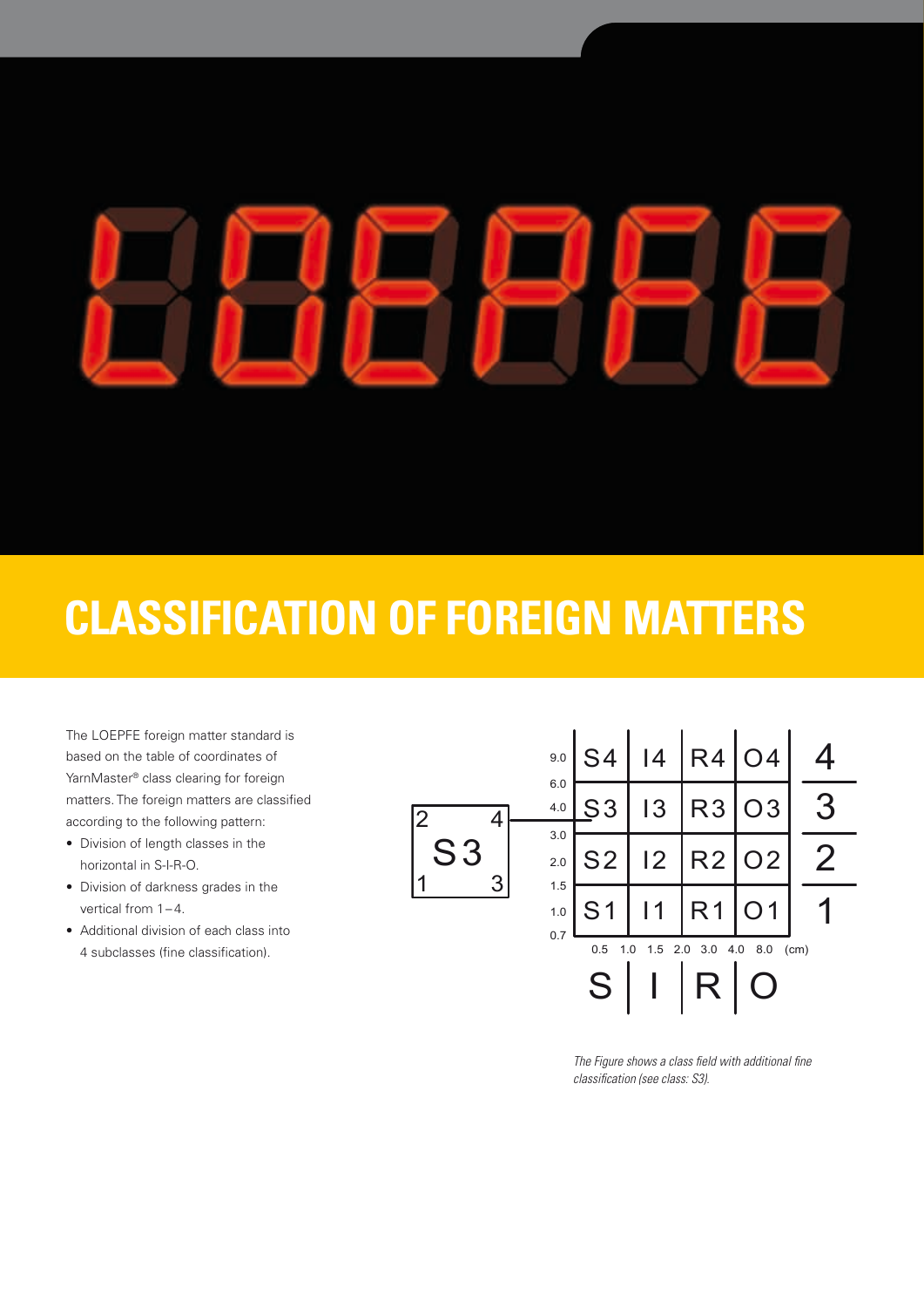# CLASSIFICATION OF FOREIGN MATTERS

The LOEPFE foreign matter standard is based on the table of coordinates of YarnMaster® class clearing for foreign matters. The foreign matters are classified according to the following pattern:

- Division of length classes in the horizontal in S-I-R-O.
- Division of darkness grades in the vertical from 1 – 4.
- Additional division of each class into 4 subclasses (fine classification).

| | S | I | R | O | |
|---|---|---|---|---|---|
| 9.0 – 4.0 | S4 | I4 | R4 | O4 | 4 |
| 4.0 – 2.0 | S3 | I3 | R3 | O3 | 3 |
| 2.0 – 1.0 | S2 | I2 | R2 | O2 | 2 |
| 1.0 – 0.7 | S1 | I1 | R1 | O1 | 1 |

Vertical scale: 9.0, 6.0, 4.0, 3.0, 2.0, 1.5, 1.0, 0.7

Horizontal scale: 0.5, 1.0, 1.5, 2.0, 3.0, 4.0, 8.0 (cm)

Fine classification of class S3: subclasses 1 (bottom left), 2 (top left), 3 (bottom right), 4 (top right).

*The Figure shows a class field with additional fine classification (see class: S3).*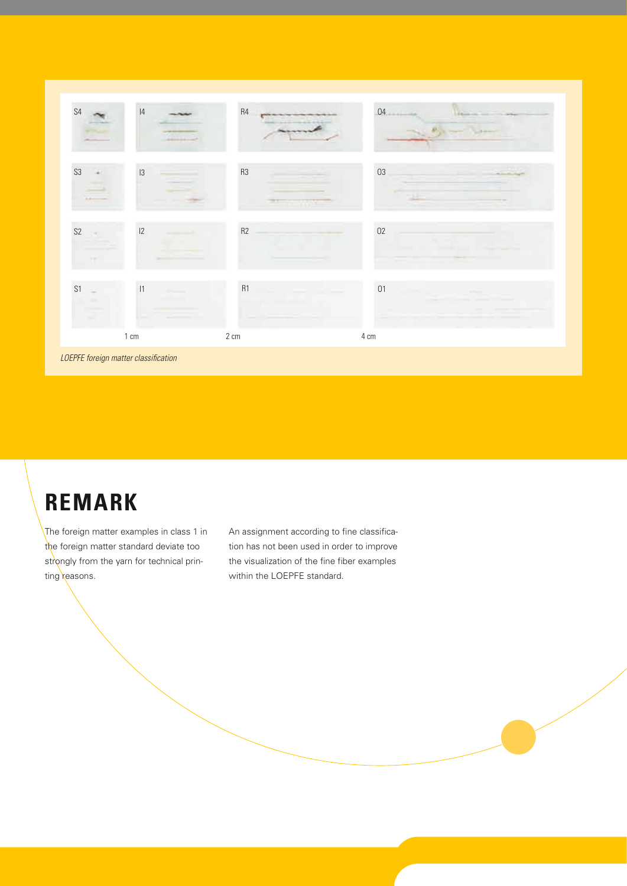| S4 | I4 | R4 | O4 |
|---|---|---|---|
| S3 | I3 | R3 | O3 |
| S2 | I2 | R2 | O2 |
| S1 | I1 | R1 | O1 |
| 1 cm | 2 cm | 4 cm | |

*LOEPFE foreign matter classification*

## REMARK

The foreign matter examples in class 1 in the foreign matter standard deviate too strongly from the yarn for technical printing reasons.

An assignment according to fine classification has not been used in order to improve the visualization of the fine fiber examples within the LOEPFE standard.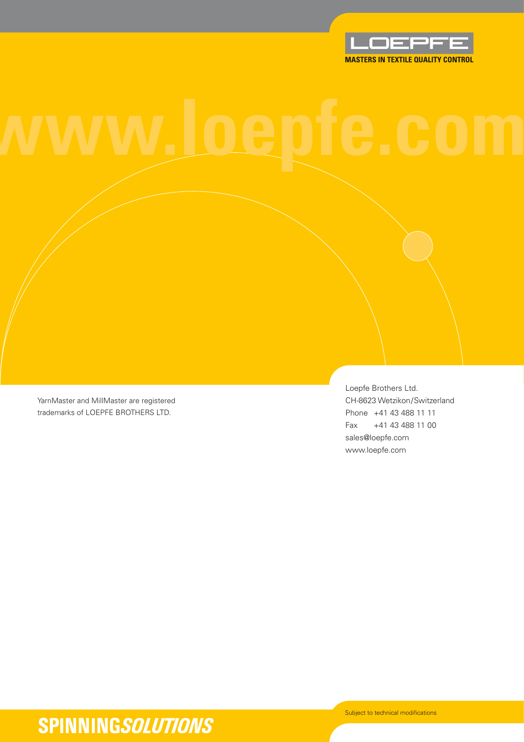LOEPFE

MASTERS IN TEXTILE QUALITY CONTROL

www.loepfe.com

YarnMaster and MillMaster are registered trademarks of LOEPFE BROTHERS LTD.

Loepfe Brothers Ltd.
CH-8623 Wetzikon/Switzerland
Phone +41 43 488 11 11
Fax +41 43 488 11 00
sales@loepfe.com
www.loepfe.com

**SPINNING*SOLUTIONS***

Subject to technical modifications